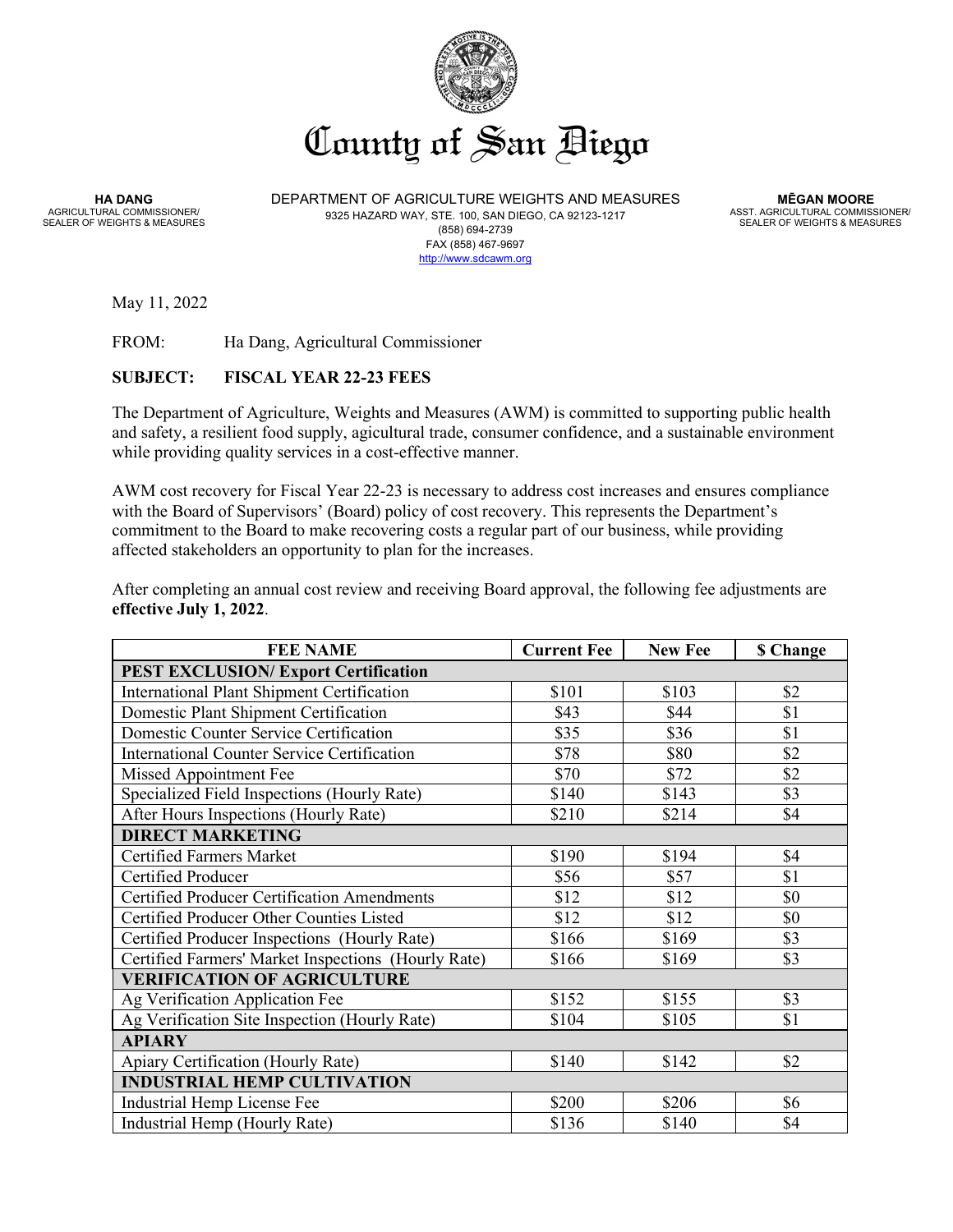# County of San Diego

**HA DANG**
AGRICULTURAL COMMISSIONER/
SEALER OF WEIGHTS & MEASURES

DEPARTMENT OF AGRICULTURE WEIGHTS AND MEASURES
9325 HAZARD WAY, STE. 100, SAN DIEGO, CA 92123-1217
(858) 694-2739
FAX (858) 467-9697
http://www.sdcawm.org

**MĒGAN MOORE**
ASST. AGRICULTURAL COMMISSIONER/
SEALER OF WEIGHTS & MEASURES

May 11, 2022

FROM: Ha Dang, Agricultural Commissioner

**SUBJECT: FISCAL YEAR 22-23 FEES**

The Department of Agriculture, Weights and Measures (AWM) is committed to supporting public health and safety, a resilient food supply, agicultural trade, consumer confidence, and a sustainable environment while providing quality services in a cost-effective manner.

AWM cost recovery for Fiscal Year 22-23 is necessary to address cost increases and ensures compliance with the Board of Supervisors' (Board) policy of cost recovery. This represents the Department's commitment to the Board to make recovering costs a regular part of our business, while providing affected stakeholders an opportunity to plan for the increases.

After completing an annual cost review and receiving Board approval, the following fee adjustments are **effective July 1, 2022**.

| FEE NAME | Current Fee | New Fee | $ Change |
|---|---|---|---|
| **PEST EXCLUSION/ Export Certification** | | | |
| International Plant Shipment Certification | $101 | $103 | $2 |
| Domestic Plant Shipment Certification | $43 | $44 | $1 |
| Domestic Counter Service Certification | $35 | $36 | $1 |
| International Counter Service Certification | $78 | $80 | $2 |
| Missed Appointment Fee | $70 | $72 | $2 |
| Specialized Field Inspections (Hourly Rate) | $140 | $143 | $3 |
| After Hours Inspections (Hourly Rate) | $210 | $214 | $4 |
| **DIRECT MARKETING** | | | |
| Certified Farmers Market | $190 | $194 | $4 |
| Certified Producer | $56 | $57 | $1 |
| Certified Producer Certification Amendments | $12 | $12 | $0 |
| Certified Producer Other Counties Listed | $12 | $12 | $0 |
| Certified Producer Inspections (Hourly Rate) | $166 | $169 | $3 |
| Certified Farmers' Market Inspections (Hourly Rate) | $166 | $169 | $3 |
| **VERIFICATION OF AGRICULTURE** | | | |
| Ag Verification Application Fee | $152 | $155 | $3 |
| Ag Verification Site Inspection (Hourly Rate) | $104 | $105 | $1 |
| **APIARY** | | | |
| Apiary Certification (Hourly Rate) | $140 | $142 | $2 |
| **INDUSTRIAL HEMP CULTIVATION** | | | |
| Industrial Hemp License Fee | $200 | $206 | $6 |
| Industrial Hemp (Hourly Rate) | $136 | $140 | $4 |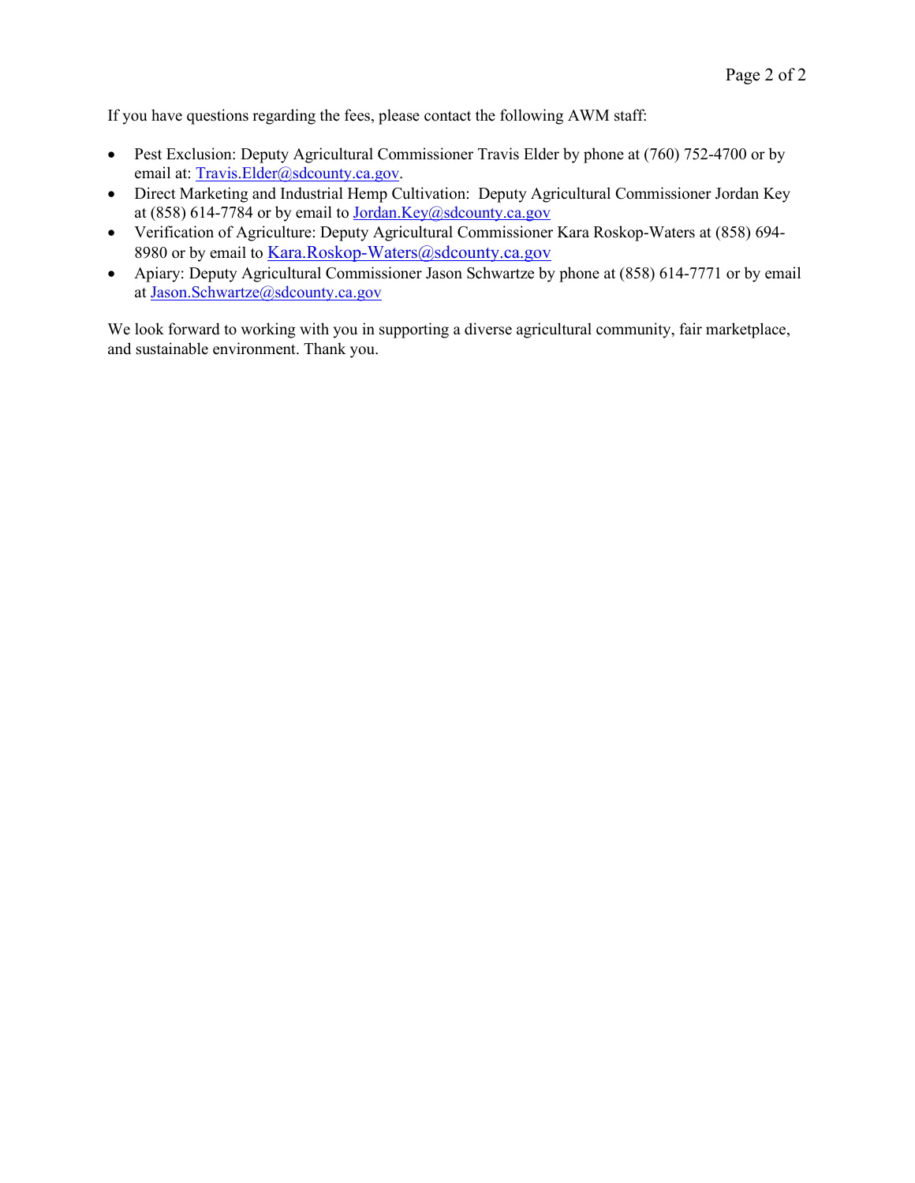If you have questions regarding the fees, please contact the following AWM staff:

- Pest Exclusion: Deputy Agricultural Commissioner Travis Elder by phone at (760) 752-4700 or by email at: Travis.Elder@sdcounty.ca.gov.
- Direct Marketing and Industrial Hemp Cultivation: Deputy Agricultural Commissioner Jordan Key at (858) 614-7784 or by email to Jordan.Key@sdcounty.ca.gov
- Verification of Agriculture: Deputy Agricultural Commissioner Kara Roskop-Waters at (858) 694-8980 or by email to Kara.Roskop-Waters@sdcounty.ca.gov
- Apiary: Deputy Agricultural Commissioner Jason Schwartze by phone at (858) 614-7771 or by email at Jason.Schwartze@sdcounty.ca.gov

We look forward to working with you in supporting a diverse agricultural community, fair marketplace, and sustainable environment. Thank you.